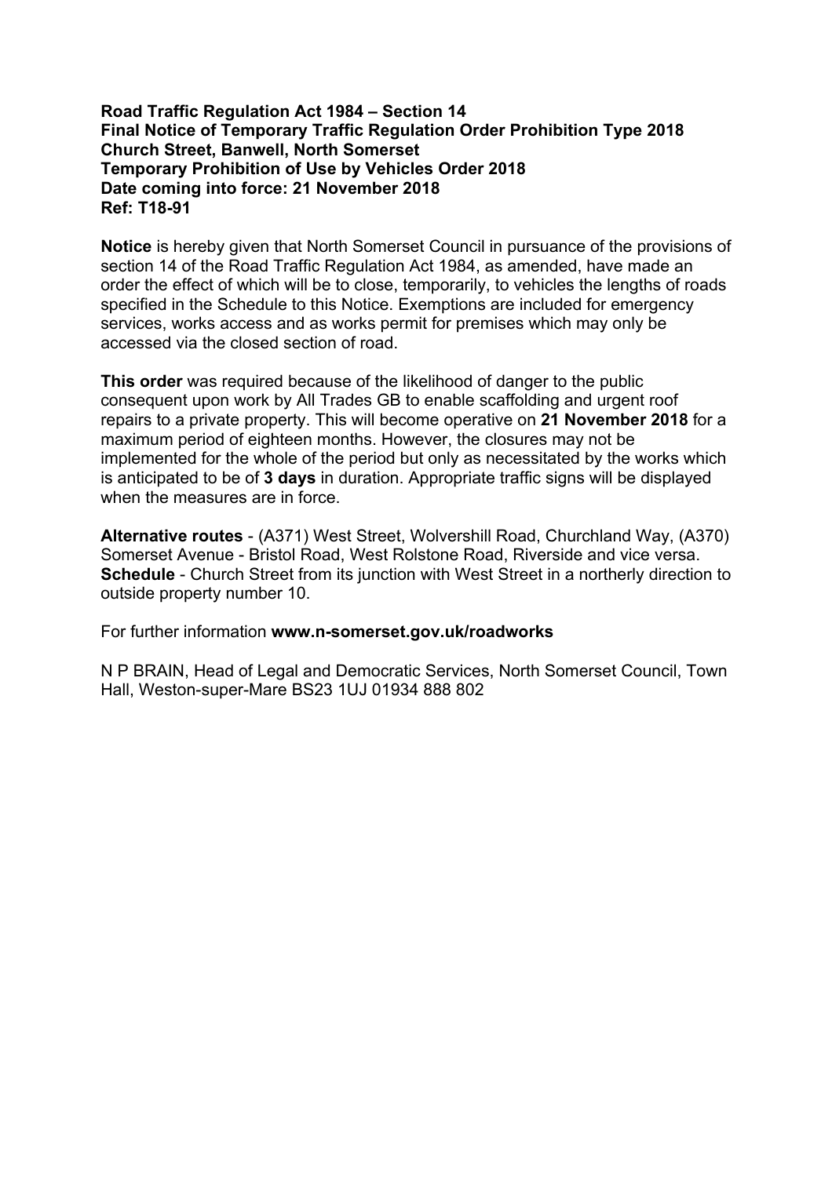**Road Traffic Regulation Act 1984 – Section 14**
**Final Notice of Temporary Traffic Regulation Order Prohibition Type 2018**
**Church Street, Banwell, North Somerset**
**Temporary Prohibition of Use by Vehicles Order 2018**
**Date coming into force: 21 November 2018**
**Ref: T18-91**

**Notice** is hereby given that North Somerset Council in pursuance of the provisions of section 14 of the Road Traffic Regulation Act 1984, as amended, have made an order the effect of which will be to close, temporarily, to vehicles the lengths of roads specified in the Schedule to this Notice. Exemptions are included for emergency services, works access and as works permit for premises which may only be accessed via the closed section of road.

**This order** was required because of the likelihood of danger to the public consequent upon work by All Trades GB to enable scaffolding and urgent roof repairs to a private property. This will become operative on **21 November 2018** for a maximum period of eighteen months. However, the closures may not be implemented for the whole of the period but only as necessitated by the works which is anticipated to be of **3 days** in duration. Appropriate traffic signs will be displayed when the measures are in force.

**Alternative routes** - (A371) West Street, Wolvershill Road, Churchland Way, (A370) Somerset Avenue - Bristol Road, West Rolstone Road, Riverside and vice versa.
**Schedule** - Church Street from its junction with West Street in a northerly direction to outside property number 10.

For further information **www.n-somerset.gov.uk/roadworks**

N P BRAIN, Head of Legal and Democratic Services, North Somerset Council, Town Hall, Weston-super-Mare BS23 1UJ 01934 888 802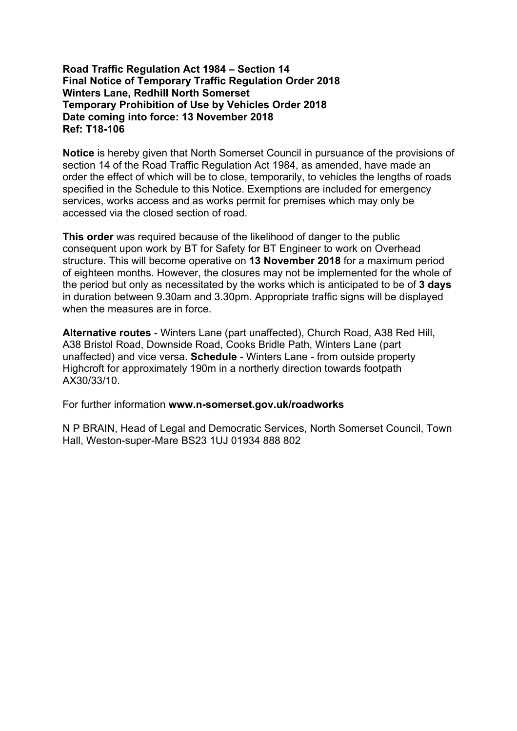**Road Traffic Regulation Act 1984 – Section 14**
**Final Notice of Temporary Traffic Regulation Order 2018**
**Winters Lane, Redhill North Somerset**
**Temporary Prohibition of Use by Vehicles Order 2018**
**Date coming into force: 13 November 2018**
**Ref: T18-106**

**Notice** is hereby given that North Somerset Council in pursuance of the provisions of section 14 of the Road Traffic Regulation Act 1984, as amended, have made an order the effect of which will be to close, temporarily, to vehicles the lengths of roads specified in the Schedule to this Notice. Exemptions are included for emergency services, works access and as works permit for premises which may only be accessed via the closed section of road.

**This order** was required because of the likelihood of danger to the public consequent upon work by BT for Safety for BT Engineer to work on Overhead structure. This will become operative on **13 November 2018** for a maximum period of eighteen months. However, the closures may not be implemented for the whole of the period but only as necessitated by the works which is anticipated to be of **3 days** in duration between 9.30am and 3.30pm. Appropriate traffic signs will be displayed when the measures are in force.

**Alternative routes** - Winters Lane (part unaffected), Church Road, A38 Red Hill, A38 Bristol Road, Downside Road, Cooks Bridle Path, Winters Lane (part unaffected) and vice versa. **Schedule** - Winters Lane - from outside property Highcroft for approximately 190m in a northerly direction towards footpath AX30/33/10.

For further information **www.n-somerset.gov.uk/roadworks**

N P BRAIN, Head of Legal and Democratic Services, North Somerset Council, Town Hall, Weston-super-Mare BS23 1UJ 01934 888 802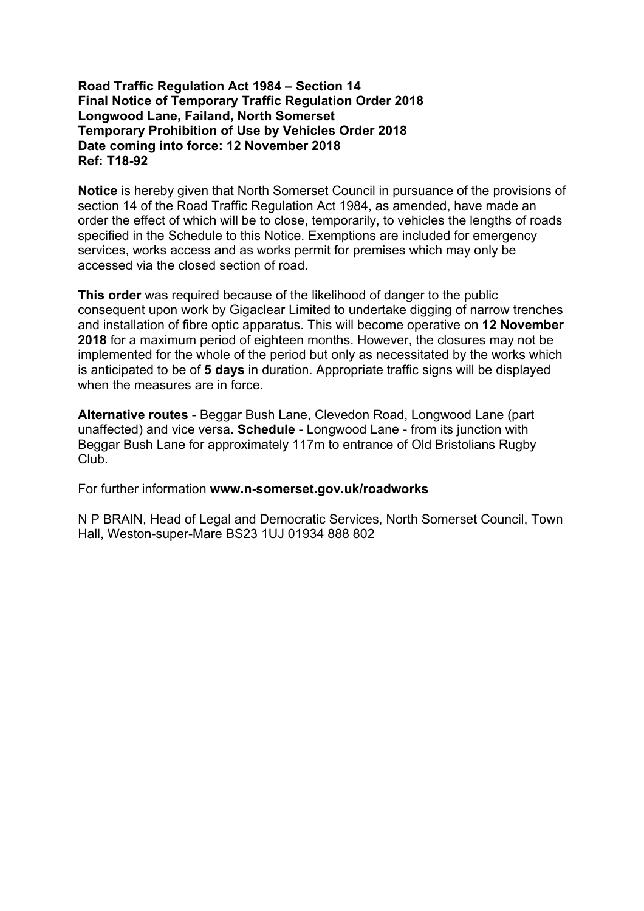**Road Traffic Regulation Act 1984 – Section 14**
**Final Notice of Temporary Traffic Regulation Order 2018**
**Longwood Lane, Failand, North Somerset**
**Temporary Prohibition of Use by Vehicles Order 2018**
**Date coming into force: 12 November 2018**
**Ref: T18-92**

**Notice** is hereby given that North Somerset Council in pursuance of the provisions of section 14 of the Road Traffic Regulation Act 1984, as amended, have made an order the effect of which will be to close, temporarily, to vehicles the lengths of roads specified in the Schedule to this Notice. Exemptions are included for emergency services, works access and as works permit for premises which may only be accessed via the closed section of road.

**This order** was required because of the likelihood of danger to the public consequent upon work by Gigaclear Limited to undertake digging of narrow trenches and installation of fibre optic apparatus. This will become operative on **12 November 2018** for a maximum period of eighteen months. However, the closures may not be implemented for the whole of the period but only as necessitated by the works which is anticipated to be of **5 days** in duration. Appropriate traffic signs will be displayed when the measures are in force.

**Alternative routes** - Beggar Bush Lane, Clevedon Road, Longwood Lane (part unaffected) and vice versa. **Schedule** - Longwood Lane - from its junction with Beggar Bush Lane for approximately 117m to entrance of Old Bristolians Rugby Club.

For further information **www.n-somerset.gov.uk/roadworks**

N P BRAIN, Head of Legal and Democratic Services, North Somerset Council, Town Hall, Weston-super-Mare BS23 1UJ 01934 888 802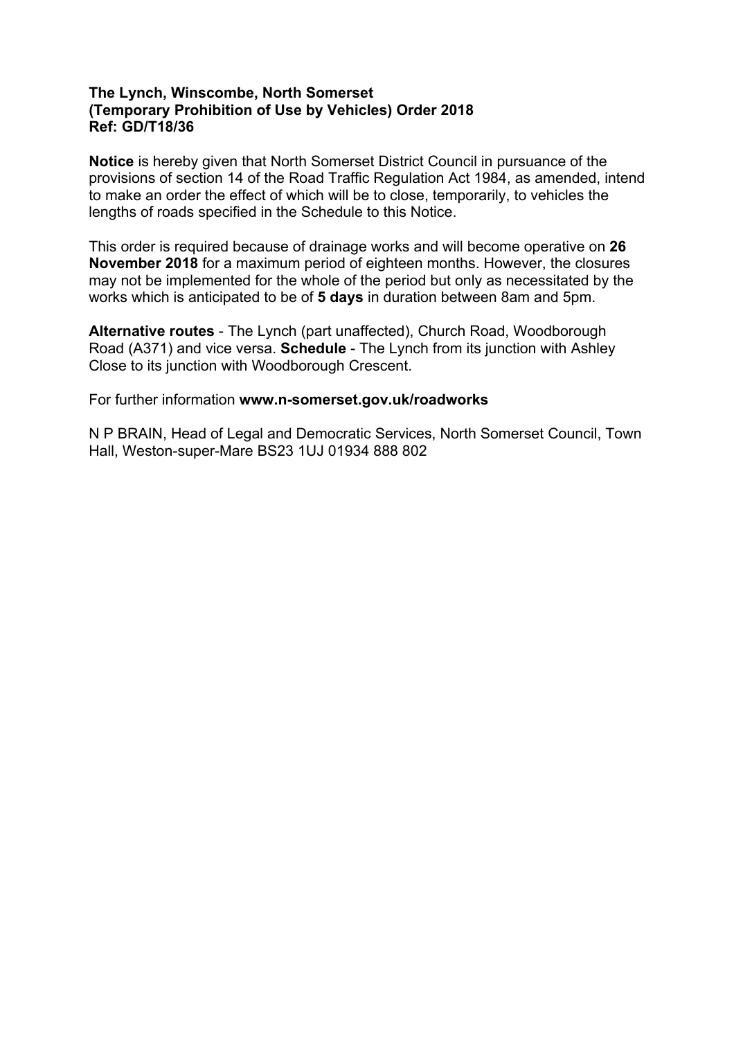**The Lynch, Winscombe, North Somerset**
**(Temporary Prohibition of Use by Vehicles) Order 2018**
**Ref: GD/T18/36**

**Notice** is hereby given that North Somerset District Council in pursuance of the provisions of section 14 of the Road Traffic Regulation Act 1984, as amended, intend to make an order the effect of which will be to close, temporarily, to vehicles the lengths of roads specified in the Schedule to this Notice.

This order is required because of drainage works and will become operative on **26 November 2018** for a maximum period of eighteen months. However, the closures may not be implemented for the whole of the period but only as necessitated by the works which is anticipated to be of **5 days** in duration between 8am and 5pm.

**Alternative routes** - The Lynch (part unaffected), Church Road, Woodborough Road (A371) and vice versa. **Schedule** - The Lynch from its junction with Ashley Close to its junction with Woodborough Crescent.

For further information **www.n-somerset.gov.uk/roadworks**

N P BRAIN, Head of Legal and Democratic Services, North Somerset Council, Town Hall, Weston-super-Mare BS23 1UJ 01934 888 802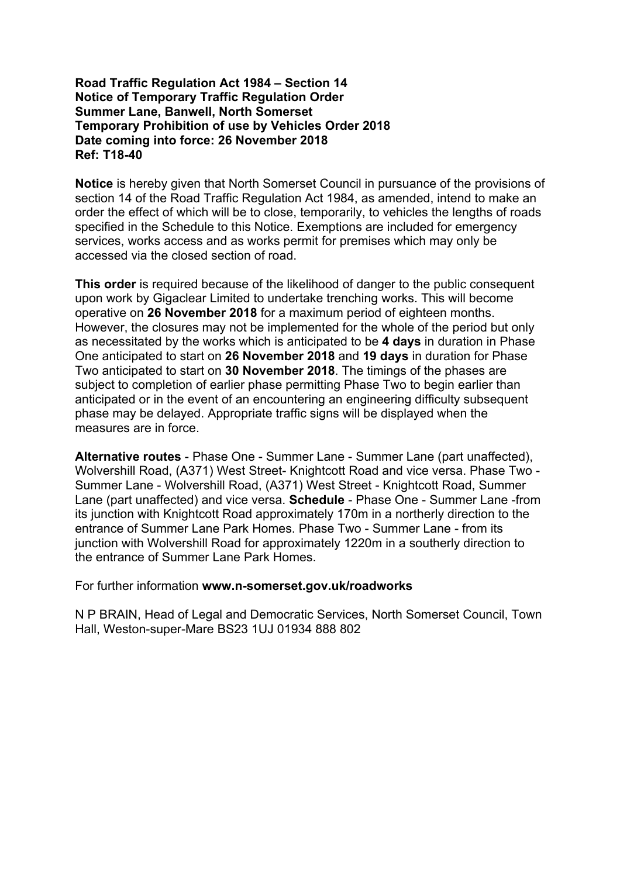**Road Traffic Regulation Act 1984 – Section 14**
**Notice of Temporary Traffic Regulation Order**
**Summer Lane, Banwell, North Somerset**
**Temporary Prohibition of use by Vehicles Order 2018**
**Date coming into force: 26 November 2018**
**Ref: T18-40**

**Notice** is hereby given that North Somerset Council in pursuance of the provisions of section 14 of the Road Traffic Regulation Act 1984, as amended, intend to make an order the effect of which will be to close, temporarily, to vehicles the lengths of roads specified in the Schedule to this Notice. Exemptions are included for emergency services, works access and as works permit for premises which may only be accessed via the closed section of road.

**This order** is required because of the likelihood of danger to the public consequent upon work by Gigaclear Limited to undertake trenching works. This will become operative on **26 November 2018** for a maximum period of eighteen months. However, the closures may not be implemented for the whole of the period but only as necessitated by the works which is anticipated to be **4 days** in duration in Phase One anticipated to start on **26 November 2018** and **19 days** in duration for Phase Two anticipated to start on **30 November 2018**. The timings of the phases are subject to completion of earlier phase permitting Phase Two to begin earlier than anticipated or in the event of an encountering an engineering difficulty subsequent phase may be delayed. Appropriate traffic signs will be displayed when the measures are in force.

**Alternative routes** - Phase One - Summer Lane - Summer Lane (part unaffected), Wolvershill Road, (A371) West Street- Knightcott Road and vice versa. Phase Two - Summer Lane - Wolvershill Road, (A371) West Street - Knightcott Road, Summer Lane (part unaffected) and vice versa. **Schedule** - Phase One - Summer Lane -from its junction with Knightcott Road approximately 170m in a northerly direction to the entrance of Summer Lane Park Homes. Phase Two - Summer Lane - from its junction with Wolvershill Road for approximately 1220m in a southerly direction to the entrance of Summer Lane Park Homes.

For further information **www.n-somerset.gov.uk/roadworks**

N P BRAIN, Head of Legal and Democratic Services, North Somerset Council, Town Hall, Weston-super-Mare BS23 1UJ 01934 888 802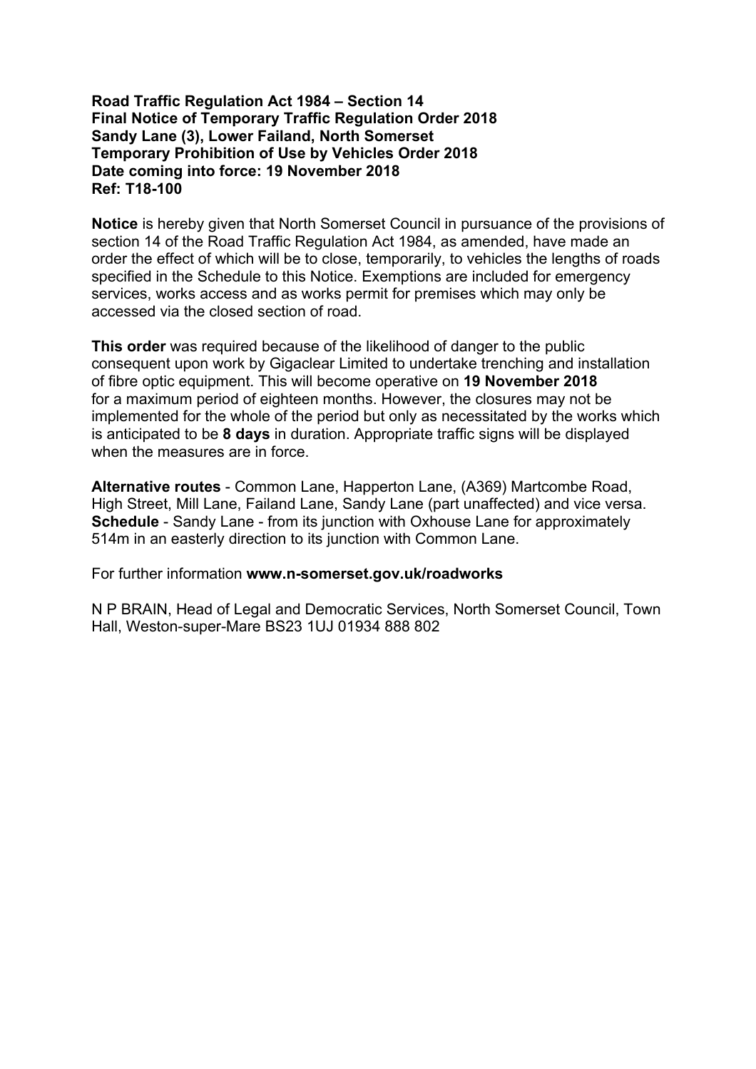**Road Traffic Regulation Act 1984 – Section 14**
**Final Notice of Temporary Traffic Regulation Order 2018**
**Sandy Lane (3), Lower Failand, North Somerset**
**Temporary Prohibition of Use by Vehicles Order 2018**
**Date coming into force: 19 November 2018**
**Ref: T18-100**

**Notice** is hereby given that North Somerset Council in pursuance of the provisions of section 14 of the Road Traffic Regulation Act 1984, as amended, have made an order the effect of which will be to close, temporarily, to vehicles the lengths of roads specified in the Schedule to this Notice. Exemptions are included for emergency services, works access and as works permit for premises which may only be accessed via the closed section of road.

**This order** was required because of the likelihood of danger to the public consequent upon work by Gigaclear Limited to undertake trenching and installation of fibre optic equipment. This will become operative on **19 November 2018** for a maximum period of eighteen months. However, the closures may not be implemented for the whole of the period but only as necessitated by the works which is anticipated to be **8 days** in duration. Appropriate traffic signs will be displayed when the measures are in force.

**Alternative routes** - Common Lane, Happerton Lane, (A369) Martcombe Road, High Street, Mill Lane, Failand Lane, Sandy Lane (part unaffected) and vice versa.
**Schedule** - Sandy Lane - from its junction with Oxhouse Lane for approximately 514m in an easterly direction to its junction with Common Lane.

For further information **www.n-somerset.gov.uk/roadworks**

N P BRAIN, Head of Legal and Democratic Services, North Somerset Council, Town Hall, Weston-super-Mare BS23 1UJ 01934 888 802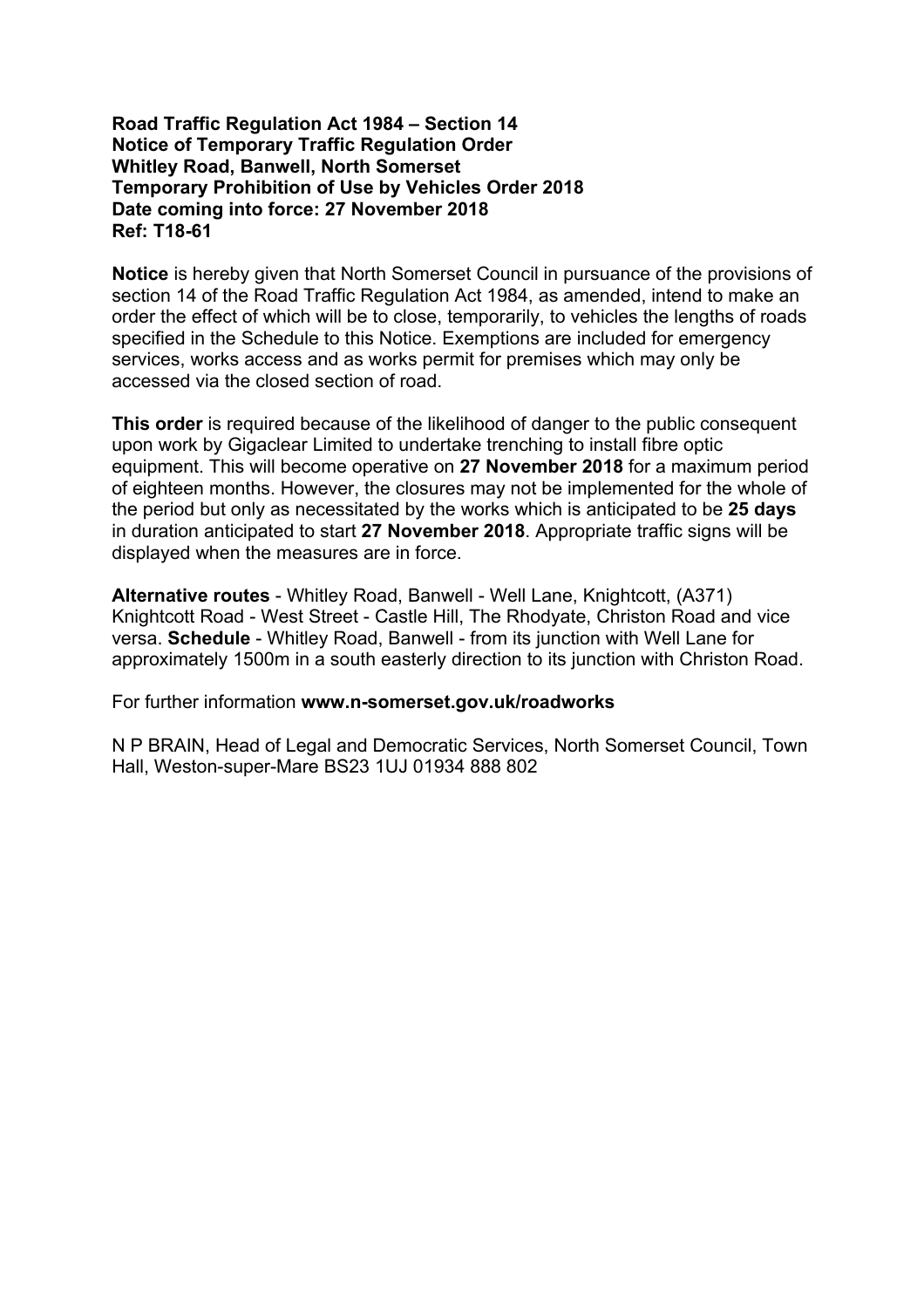**Road Traffic Regulation Act 1984 – Section 14**
**Notice of Temporary Traffic Regulation Order**
**Whitley Road, Banwell, North Somerset**
**Temporary Prohibition of Use by Vehicles Order 2018**
**Date coming into force: 27 November 2018**
**Ref: T18-61**

**Notice** is hereby given that North Somerset Council in pursuance of the provisions of section 14 of the Road Traffic Regulation Act 1984, as amended, intend to make an order the effect of which will be to close, temporarily, to vehicles the lengths of roads specified in the Schedule to this Notice. Exemptions are included for emergency services, works access and as works permit for premises which may only be accessed via the closed section of road.

**This order** is required because of the likelihood of danger to the public consequent upon work by Gigaclear Limited to undertake trenching to install fibre optic equipment. This will become operative on **27 November 2018** for a maximum period of eighteen months. However, the closures may not be implemented for the whole of the period but only as necessitated by the works which is anticipated to be **25 days** in duration anticipated to start **27 November 2018**. Appropriate traffic signs will be displayed when the measures are in force.

**Alternative routes** - Whitley Road, Banwell - Well Lane, Knightcott, (A371) Knightcott Road - West Street - Castle Hill, The Rhodyate, Christon Road and vice versa. **Schedule** - Whitley Road, Banwell - from its junction with Well Lane for approximately 1500m in a south easterly direction to its junction with Christon Road.

For further information **www.n-somerset.gov.uk/roadworks**

N P BRAIN, Head of Legal and Democratic Services, North Somerset Council, Town Hall, Weston-super-Mare BS23 1UJ 01934 888 802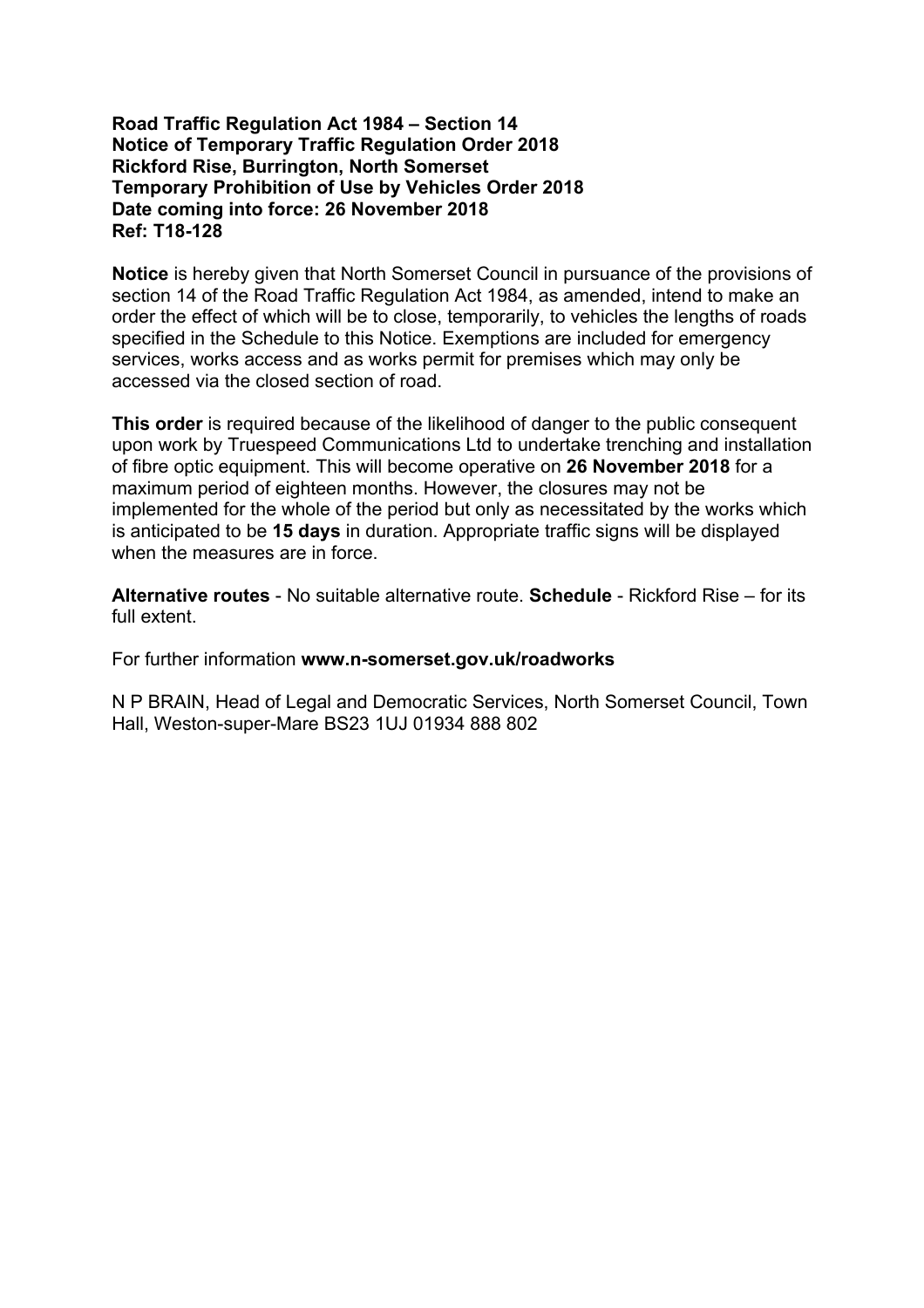**Road Traffic Regulation Act 1984 – Section 14**
**Notice of Temporary Traffic Regulation Order 2018**
**Rickford Rise, Burrington, North Somerset**
**Temporary Prohibition of Use by Vehicles Order 2018**
**Date coming into force: 26 November 2018**
**Ref: T18-128**

**Notice** is hereby given that North Somerset Council in pursuance of the provisions of section 14 of the Road Traffic Regulation Act 1984, as amended, intend to make an order the effect of which will be to close, temporarily, to vehicles the lengths of roads specified in the Schedule to this Notice. Exemptions are included for emergency services, works access and as works permit for premises which may only be accessed via the closed section of road.

**This order** is required because of the likelihood of danger to the public consequent upon work by Truespeed Communications Ltd to undertake trenching and installation of fibre optic equipment. This will become operative on **26 November 2018** for a maximum period of eighteen months. However, the closures may not be implemented for the whole of the period but only as necessitated by the works which is anticipated to be **15 days** in duration. Appropriate traffic signs will be displayed when the measures are in force.

**Alternative routes** - No suitable alternative route. **Schedule** - Rickford Rise – for its full extent.

For further information **www.n-somerset.gov.uk/roadworks**

N P BRAIN, Head of Legal and Democratic Services, North Somerset Council, Town Hall, Weston-super-Mare BS23 1UJ 01934 888 802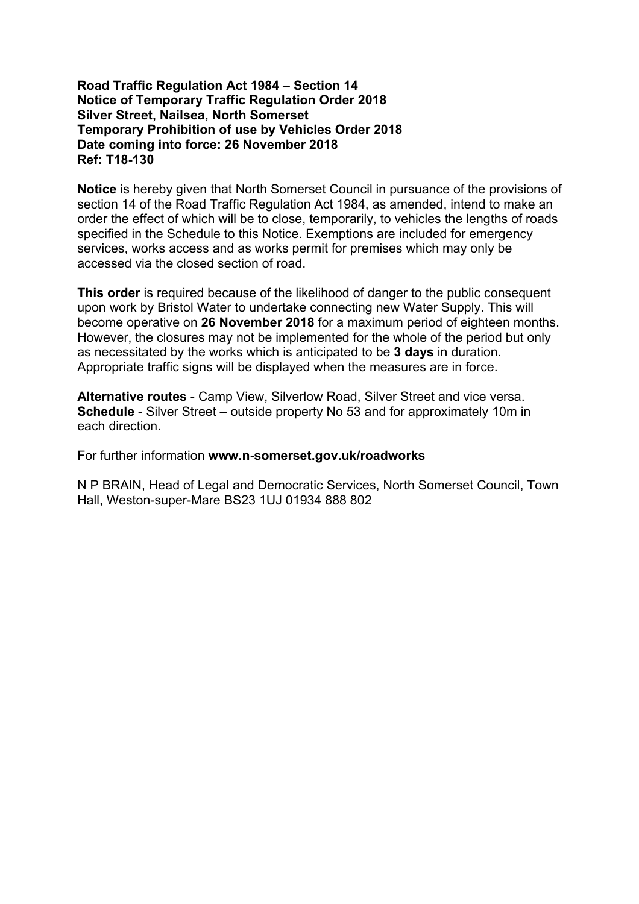**Road Traffic Regulation Act 1984 – Section 14**
**Notice of Temporary Traffic Regulation Order 2018**
**Silver Street, Nailsea, North Somerset**
**Temporary Prohibition of use by Vehicles Order 2018**
**Date coming into force: 26 November 2018**
**Ref: T18-130**

**Notice** is hereby given that North Somerset Council in pursuance of the provisions of section 14 of the Road Traffic Regulation Act 1984, as amended, intend to make an order the effect of which will be to close, temporarily, to vehicles the lengths of roads specified in the Schedule to this Notice. Exemptions are included for emergency services, works access and as works permit for premises which may only be accessed via the closed section of road.

**This order** is required because of the likelihood of danger to the public consequent upon work by Bristol Water to undertake connecting new Water Supply. This will become operative on **26 November 2018** for a maximum period of eighteen months. However, the closures may not be implemented for the whole of the period but only as necessitated by the works which is anticipated to be **3 days** in duration. Appropriate traffic signs will be displayed when the measures are in force.

**Alternative routes** - Camp View, Silverlow Road, Silver Street and vice versa.
**Schedule** - Silver Street – outside property No 53 and for approximately 10m in each direction.

For further information **www.n-somerset.gov.uk/roadworks**

N P BRAIN, Head of Legal and Democratic Services, North Somerset Council, Town Hall, Weston-super-Mare BS23 1UJ 01934 888 802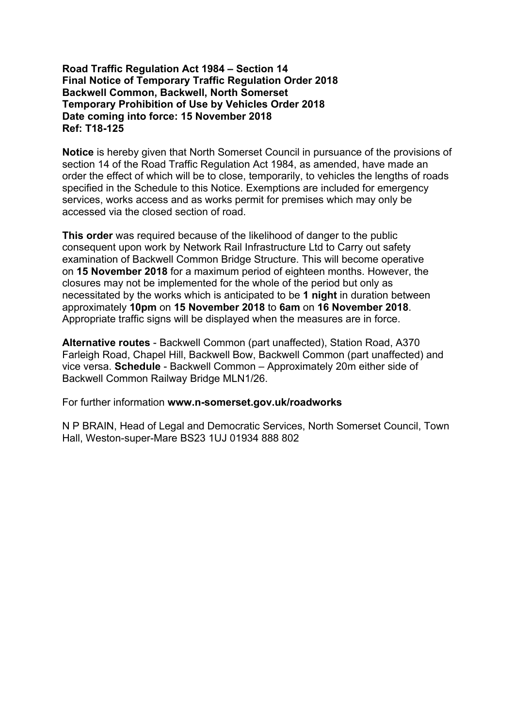**Road Traffic Regulation Act 1984 – Section 14**
**Final Notice of Temporary Traffic Regulation Order 2018**
**Backwell Common, Backwell, North Somerset**
**Temporary Prohibition of Use by Vehicles Order 2018**
**Date coming into force: 15 November 2018**
**Ref: T18-125**

**Notice** is hereby given that North Somerset Council in pursuance of the provisions of section 14 of the Road Traffic Regulation Act 1984, as amended, have made an order the effect of which will be to close, temporarily, to vehicles the lengths of roads specified in the Schedule to this Notice. Exemptions are included for emergency services, works access and as works permit for premises which may only be accessed via the closed section of road.

**This order** was required because of the likelihood of danger to the public consequent upon work by Network Rail Infrastructure Ltd to Carry out safety examination of Backwell Common Bridge Structure. This will become operative on **15 November 2018** for a maximum period of eighteen months. However, the closures may not be implemented for the whole of the period but only as necessitated by the works which is anticipated to be **1 night** in duration between approximately **10pm** on **15 November 2018** to **6am** on **16 November 2018**. Appropriate traffic signs will be displayed when the measures are in force.

**Alternative routes** - Backwell Common (part unaffected), Station Road, A370 Farleigh Road, Chapel Hill, Backwell Bow, Backwell Common (part unaffected) and vice versa. **Schedule** - Backwell Common – Approximately 20m either side of Backwell Common Railway Bridge MLN1/26.

For further information **www.n-somerset.gov.uk/roadworks**

N P BRAIN, Head of Legal and Democratic Services, North Somerset Council, Town Hall, Weston-super-Mare BS23 1UJ 01934 888 802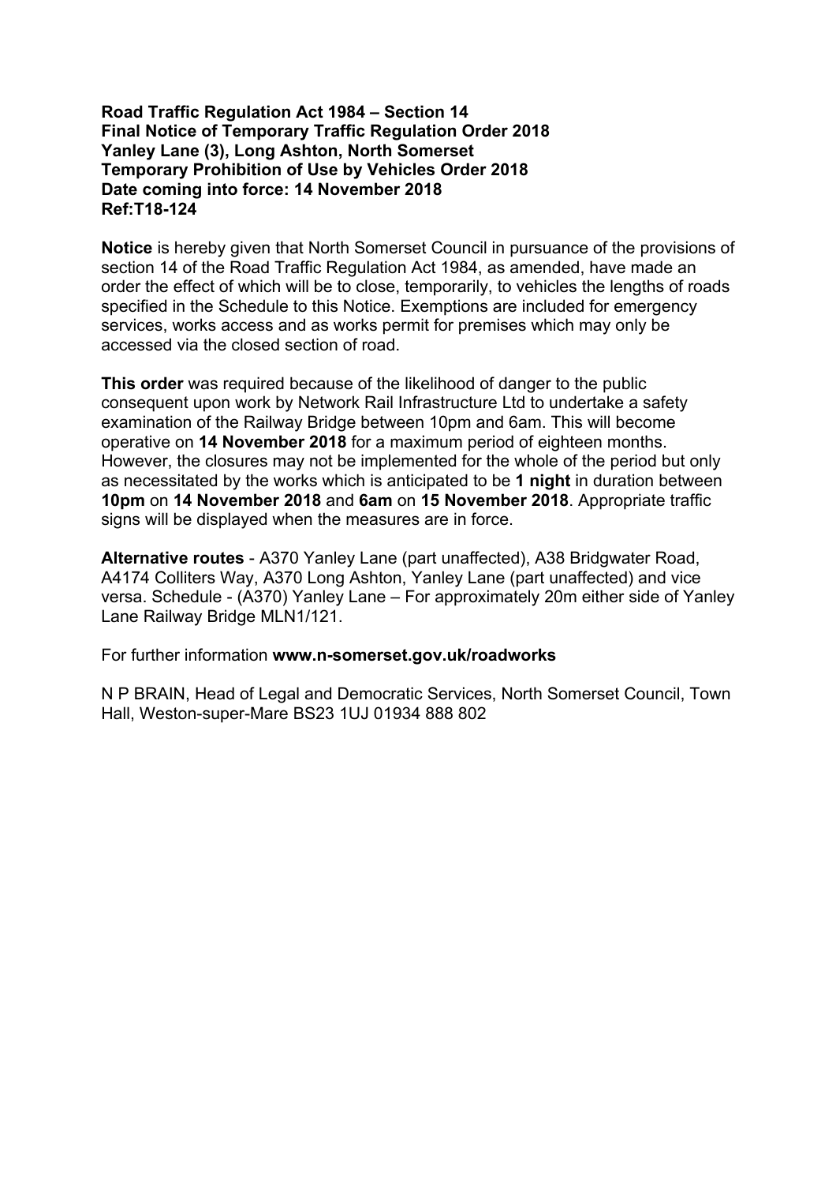**Road Traffic Regulation Act 1984 – Section 14**
**Final Notice of Temporary Traffic Regulation Order 2018**
**Yanley Lane (3), Long Ashton, North Somerset**
**Temporary Prohibition of Use by Vehicles Order 2018**
**Date coming into force: 14 November 2018**
**Ref:T18-124**

**Notice** is hereby given that North Somerset Council in pursuance of the provisions of section 14 of the Road Traffic Regulation Act 1984, as amended, have made an order the effect of which will be to close, temporarily, to vehicles the lengths of roads specified in the Schedule to this Notice. Exemptions are included for emergency services, works access and as works permit for premises which may only be accessed via the closed section of road.

**This order** was required because of the likelihood of danger to the public consequent upon work by Network Rail Infrastructure Ltd to undertake a safety examination of the Railway Bridge between 10pm and 6am. This will become operative on **14 November 2018** for a maximum period of eighteen months. However, the closures may not be implemented for the whole of the period but only as necessitated by the works which is anticipated to be **1 night** in duration between **10pm** on **14 November 2018** and **6am** on **15 November 2018**. Appropriate traffic signs will be displayed when the measures are in force.

**Alternative routes** - A370 Yanley Lane (part unaffected), A38 Bridgwater Road, A4174 Colliters Way, A370 Long Ashton, Yanley Lane (part unaffected) and vice versa. Schedule - (A370) Yanley Lane – For approximately 20m either side of Yanley Lane Railway Bridge MLN1/121.

For further information **www.n-somerset.gov.uk/roadworks**

N P BRAIN, Head of Legal and Democratic Services, North Somerset Council, Town Hall, Weston-super-Mare BS23 1UJ 01934 888 802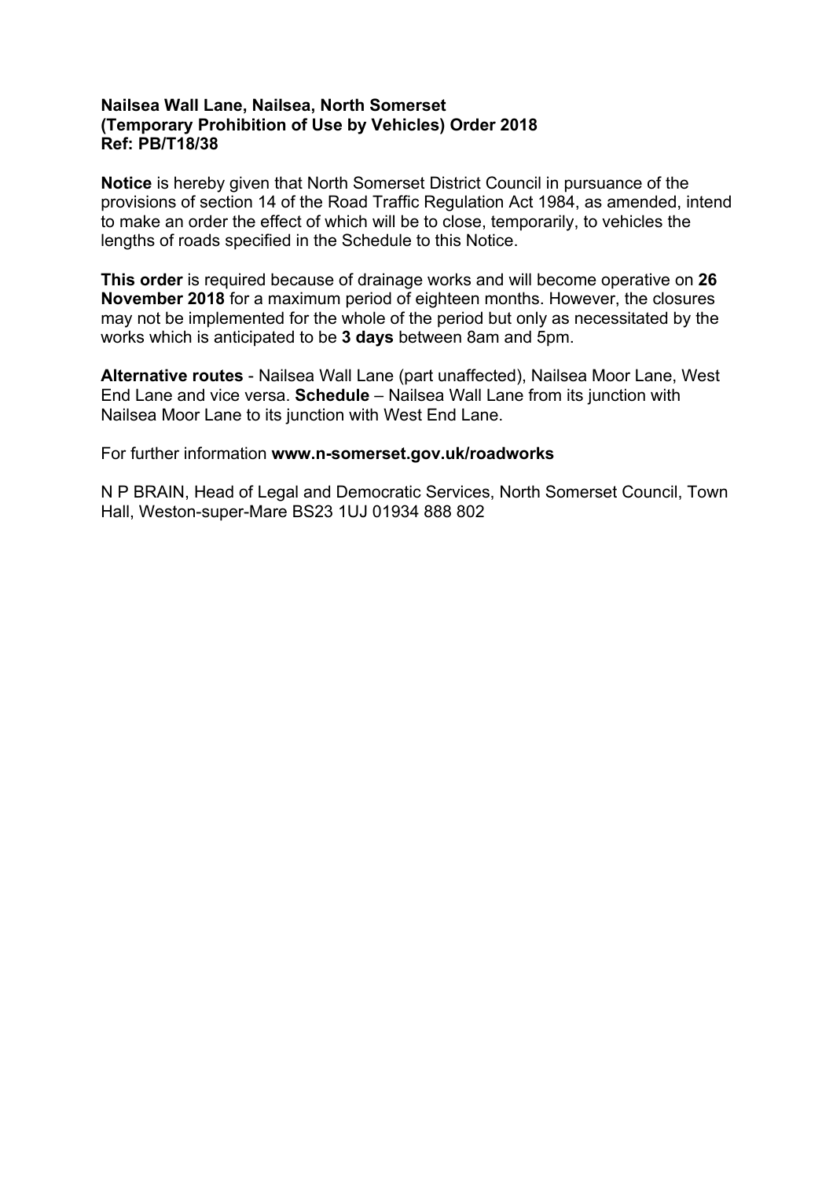**Nailsea Wall Lane, Nailsea, North Somerset**
**(Temporary Prohibition of Use by Vehicles) Order 2018**
**Ref: PB/T18/38**

**Notice** is hereby given that North Somerset District Council in pursuance of the provisions of section 14 of the Road Traffic Regulation Act 1984, as amended, intend to make an order the effect of which will be to close, temporarily, to vehicles the lengths of roads specified in the Schedule to this Notice.

**This order** is required because of drainage works and will become operative on **26 November 2018** for a maximum period of eighteen months. However, the closures may not be implemented for the whole of the period but only as necessitated by the works which is anticipated to be **3 days** between 8am and 5pm.

**Alternative routes** - Nailsea Wall Lane (part unaffected), Nailsea Moor Lane, West End Lane and vice versa. **Schedule** – Nailsea Wall Lane from its junction with Nailsea Moor Lane to its junction with West End Lane.

For further information **www.n-somerset.gov.uk/roadworks**

N P BRAIN, Head of Legal and Democratic Services, North Somerset Council, Town Hall, Weston-super-Mare BS23 1UJ 01934 888 802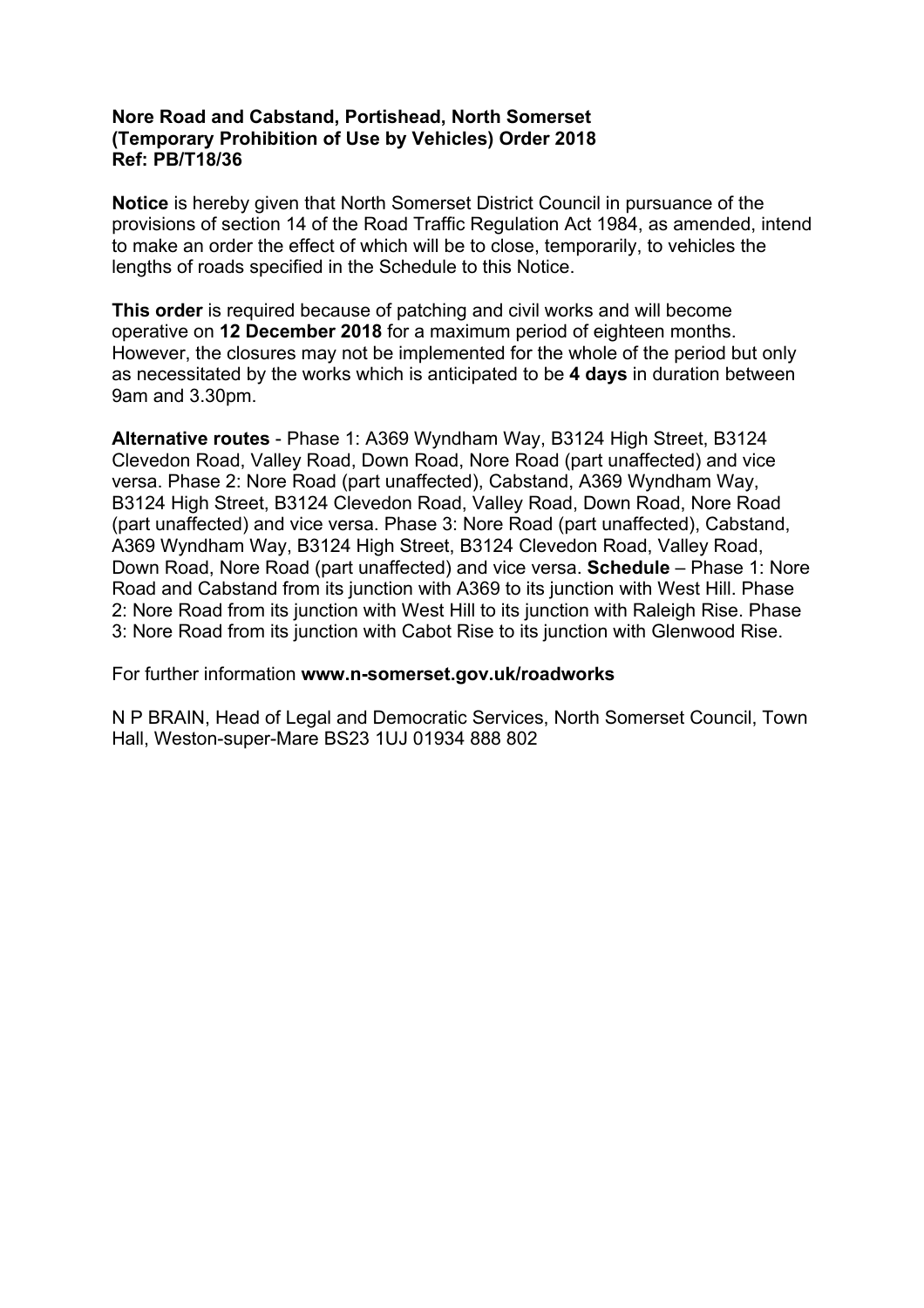**Nore Road and Cabstand, Portishead, North Somerset (Temporary Prohibition of Use by Vehicles) Order 2018 Ref: PB/T18/36**

**Notice** is hereby given that North Somerset District Council in pursuance of the provisions of section 14 of the Road Traffic Regulation Act 1984, as amended, intend to make an order the effect of which will be to close, temporarily, to vehicles the lengths of roads specified in the Schedule to this Notice.

**This order** is required because of patching and civil works and will become operative on **12 December 2018** for a maximum period of eighteen months. However, the closures may not be implemented for the whole of the period but only as necessitated by the works which is anticipated to be **4 days** in duration between 9am and 3.30pm.

**Alternative routes** - Phase 1: A369 Wyndham Way, B3124 High Street, B3124 Clevedon Road, Valley Road, Down Road, Nore Road (part unaffected) and vice versa. Phase 2: Nore Road (part unaffected), Cabstand, A369 Wyndham Way, B3124 High Street, B3124 Clevedon Road, Valley Road, Down Road, Nore Road (part unaffected) and vice versa. Phase 3: Nore Road (part unaffected), Cabstand, A369 Wyndham Way, B3124 High Street, B3124 Clevedon Road, Valley Road, Down Road, Nore Road (part unaffected) and vice versa. **Schedule** – Phase 1: Nore Road and Cabstand from its junction with A369 to its junction with West Hill. Phase 2: Nore Road from its junction with West Hill to its junction with Raleigh Rise. Phase 3: Nore Road from its junction with Cabot Rise to its junction with Glenwood Rise.

For further information **www.n-somerset.gov.uk/roadworks**

N P BRAIN, Head of Legal and Democratic Services, North Somerset Council, Town Hall, Weston-super-Mare BS23 1UJ 01934 888 802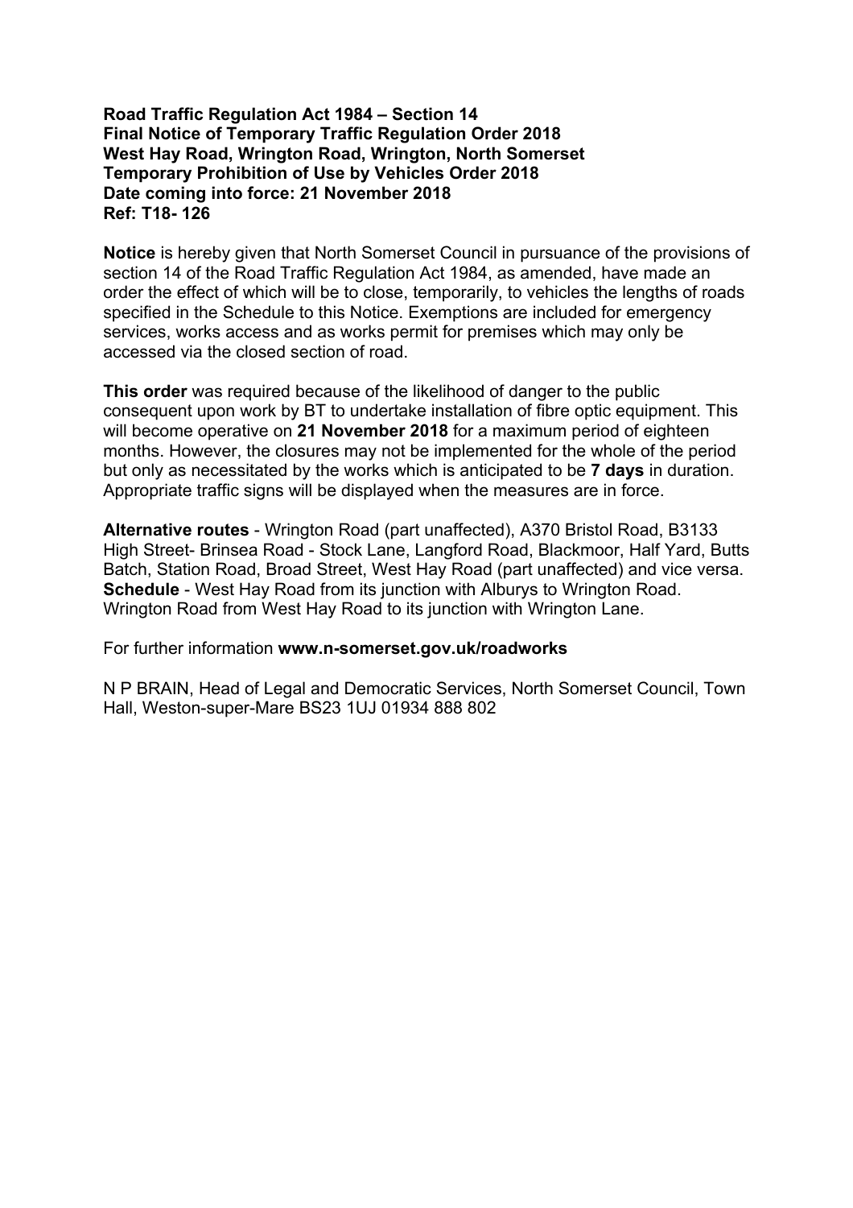**Road Traffic Regulation Act 1984 – Section 14**
**Final Notice of Temporary Traffic Regulation Order 2018**
**West Hay Road, Wrington Road, Wrington, North Somerset**
**Temporary Prohibition of Use by Vehicles Order 2018**
**Date coming into force: 21 November 2018**
**Ref: T18- 126**

**Notice** is hereby given that North Somerset Council in pursuance of the provisions of section 14 of the Road Traffic Regulation Act 1984, as amended, have made an order the effect of which will be to close, temporarily, to vehicles the lengths of roads specified in the Schedule to this Notice. Exemptions are included for emergency services, works access and as works permit for premises which may only be accessed via the closed section of road.

**This order** was required because of the likelihood of danger to the public consequent upon work by BT to undertake installation of fibre optic equipment. This will become operative on **21 November 2018** for a maximum period of eighteen months. However, the closures may not be implemented for the whole of the period but only as necessitated by the works which is anticipated to be **7 days** in duration. Appropriate traffic signs will be displayed when the measures are in force.

**Alternative routes** - Wrington Road (part unaffected), A370 Bristol Road, B3133 High Street- Brinsea Road - Stock Lane, Langford Road, Blackmoor, Half Yard, Butts Batch, Station Road, Broad Street, West Hay Road (part unaffected) and vice versa.
**Schedule** - West Hay Road from its junction with Alburys to Wrington Road. Wrington Road from West Hay Road to its junction with Wrington Lane.

For further information **www.n-somerset.gov.uk/roadworks**

N P BRAIN, Head of Legal and Democratic Services, North Somerset Council, Town Hall, Weston-super-Mare BS23 1UJ 01934 888 802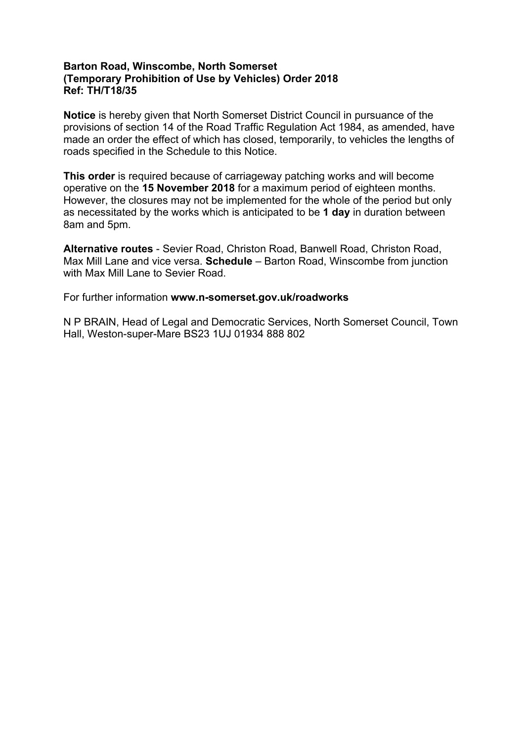**Barton Road, Winscombe, North Somerset**
**(Temporary Prohibition of Use by Vehicles) Order 2018**
**Ref: TH/T18/35**

**Notice** is hereby given that North Somerset District Council in pursuance of the provisions of section 14 of the Road Traffic Regulation Act 1984, as amended, have made an order the effect of which has closed, temporarily, to vehicles the lengths of roads specified in the Schedule to this Notice.

**This order** is required because of carriageway patching works and will become operative on the **15 November 2018** for a maximum period of eighteen months. However, the closures may not be implemented for the whole of the period but only as necessitated by the works which is anticipated to be **1 day** in duration between 8am and 5pm.

**Alternative routes** - Sevier Road, Christon Road, Banwell Road, Christon Road, Max Mill Lane and vice versa. **Schedule** – Barton Road, Winscombe from junction with Max Mill Lane to Sevier Road.

For further information **www.n-somerset.gov.uk/roadworks**

N P BRAIN, Head of Legal and Democratic Services, North Somerset Council, Town Hall, Weston-super-Mare BS23 1UJ 01934 888 802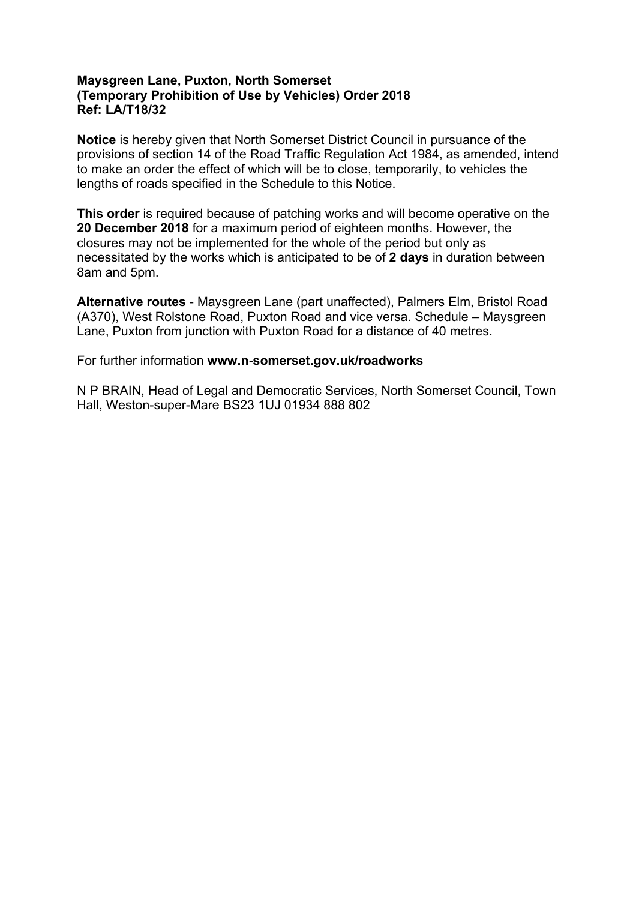**Maysgreen Lane, Puxton, North Somerset**
**(Temporary Prohibition of Use by Vehicles) Order 2018**
**Ref: LA/T18/32**

**Notice** is hereby given that North Somerset District Council in pursuance of the provisions of section 14 of the Road Traffic Regulation Act 1984, as amended, intend to make an order the effect of which will be to close, temporarily, to vehicles the lengths of roads specified in the Schedule to this Notice.

**This order** is required because of patching works and will become operative on the **20 December 2018** for a maximum period of eighteen months. However, the closures may not be implemented for the whole of the period but only as necessitated by the works which is anticipated to be of **2 days** in duration between 8am and 5pm.

**Alternative routes** - Maysgreen Lane (part unaffected), Palmers Elm, Bristol Road (A370), West Rolstone Road, Puxton Road and vice versa. Schedule – Maysgreen Lane, Puxton from junction with Puxton Road for a distance of 40 metres.

For further information **www.n-somerset.gov.uk/roadworks**

N P BRAIN, Head of Legal and Democratic Services, North Somerset Council, Town Hall, Weston-super-Mare BS23 1UJ 01934 888 802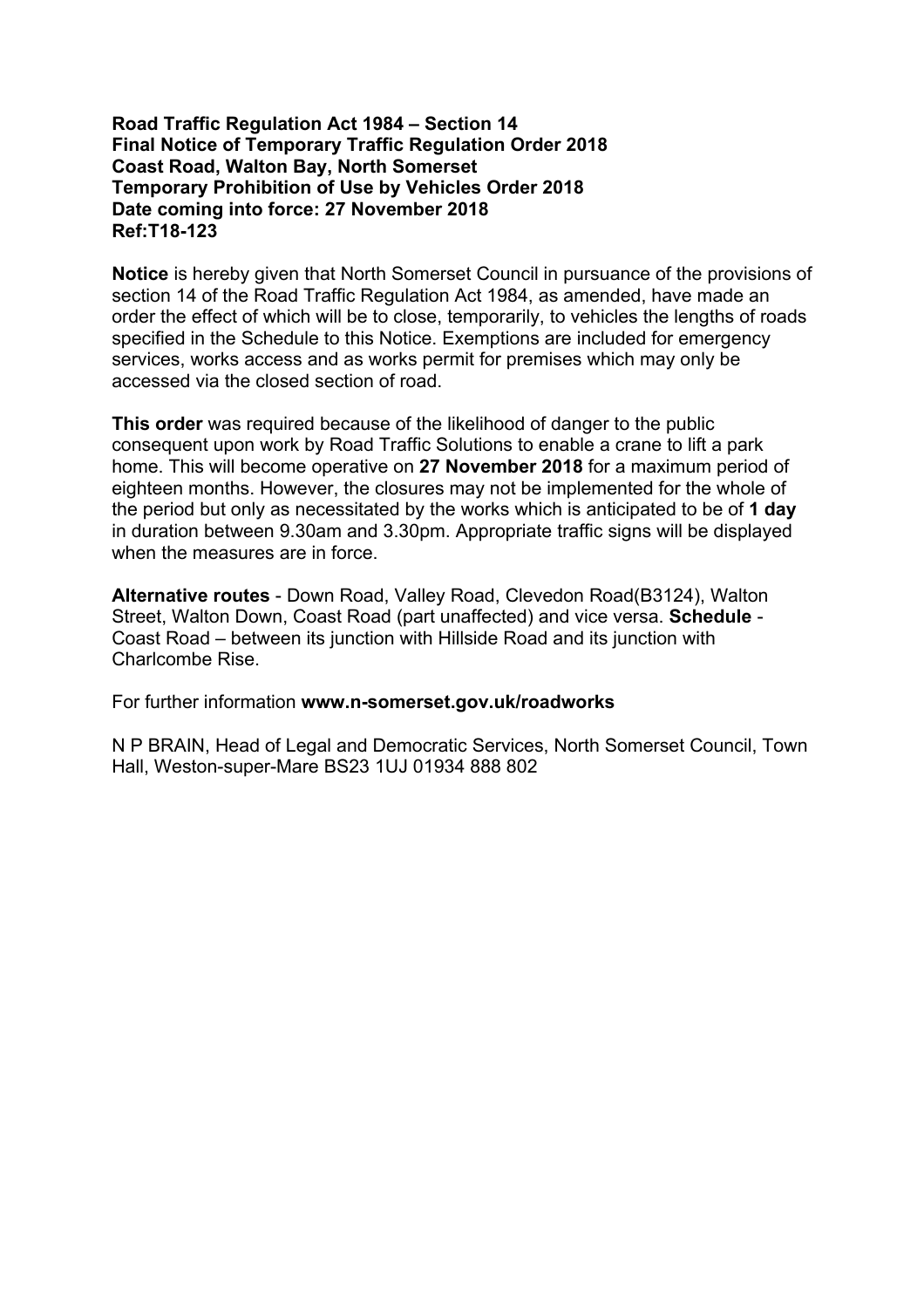**Road Traffic Regulation Act 1984 – Section 14**
**Final Notice of Temporary Traffic Regulation Order 2018**
**Coast Road, Walton Bay, North Somerset**
**Temporary Prohibition of Use by Vehicles Order 2018**
**Date coming into force: 27 November 2018**
**Ref:T18-123**

**Notice** is hereby given that North Somerset Council in pursuance of the provisions of section 14 of the Road Traffic Regulation Act 1984, as amended, have made an order the effect of which will be to close, temporarily, to vehicles the lengths of roads specified in the Schedule to this Notice. Exemptions are included for emergency services, works access and as works permit for premises which may only be accessed via the closed section of road.

**This order** was required because of the likelihood of danger to the public consequent upon work by Road Traffic Solutions to enable a crane to lift a park home. This will become operative on **27 November 2018** for a maximum period of eighteen months. However, the closures may not be implemented for the whole of the period but only as necessitated by the works which is anticipated to be of **1 day** in duration between 9.30am and 3.30pm. Appropriate traffic signs will be displayed when the measures are in force.

**Alternative routes** - Down Road, Valley Road, Clevedon Road(B3124), Walton Street, Walton Down, Coast Road (part unaffected) and vice versa. **Schedule** - Coast Road – between its junction with Hillside Road and its junction with Charlcombe Rise.

For further information **www.n-somerset.gov.uk/roadworks**

N P BRAIN, Head of Legal and Democratic Services, North Somerset Council, Town Hall, Weston-super-Mare BS23 1UJ 01934 888 802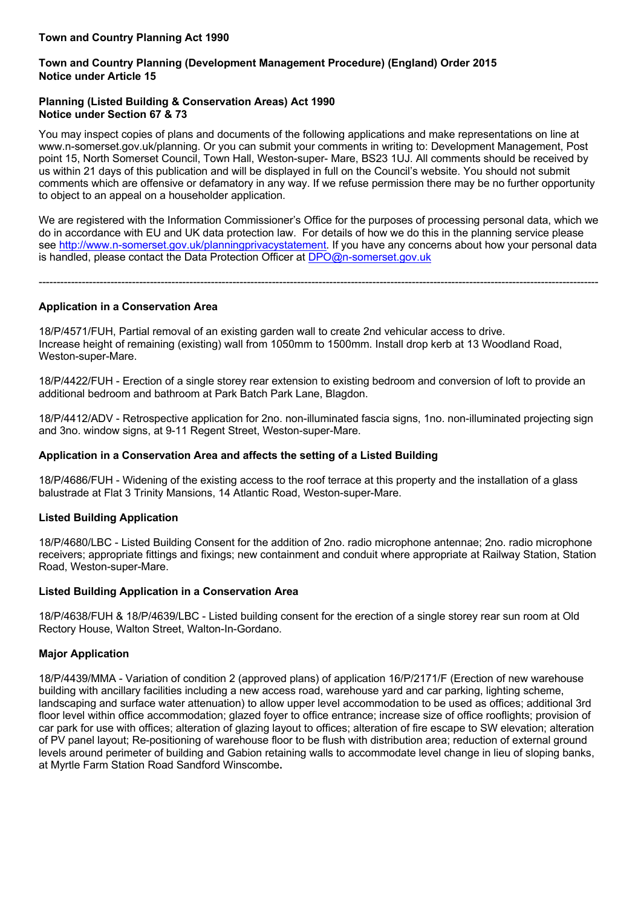**Town and Country Planning Act 1990**

**Town and Country Planning (Development Management Procedure) (England) Order 2015**
**Notice under Article 15**

**Planning (Listed Building & Conservation Areas) Act 1990**
**Notice under Section 67 & 73**

You may inspect copies of plans and documents of the following applications and make representations on line at www.n-somerset.gov.uk/planning. Or you can submit your comments in writing to: Development Management, Post point 15, North Somerset Council, Town Hall, Weston-super- Mare, BS23 1UJ. All comments should be received by us within 21 days of this publication and will be displayed in full on the Council's website. You should not submit comments which are offensive or defamatory in any way. If we refuse permission there may be no further opportunity to object to an appeal on a householder application.

We are registered with the Information Commissioner's Office for the purposes of processing personal data, which we do in accordance with EU and UK data protection law. For details of how we do this in the planning service please see http://www.n-somerset.gov.uk/planningprivacystatement. If you have any concerns about how your personal data is handled, please contact the Data Protection Officer at DPO@n-somerset.gov.uk

---

**Application in a Conservation Area**

18/P/4571/FUH, Partial removal of an existing garden wall to create 2nd vehicular access to drive. Increase height of remaining (existing) wall from 1050mm to 1500mm. Install drop kerb at 13 Woodland Road, Weston-super-Mare.

18/P/4422/FUH - Erection of a single storey rear extension to existing bedroom and conversion of loft to provide an additional bedroom and bathroom at Park Batch Park Lane, Blagdon.

18/P/4412/ADV - Retrospective application for 2no. non-illuminated fascia signs, 1no. non-illuminated projecting sign and 3no. window signs, at 9-11 Regent Street, Weston-super-Mare.

**Application in a Conservation Area and affects the setting of a Listed Building**

18/P/4686/FUH - Widening of the existing access to the roof terrace at this property and the installation of a glass balustrade at Flat 3 Trinity Mansions, 14 Atlantic Road, Weston-super-Mare.

**Listed Building Application**

18/P/4680/LBC - Listed Building Consent for the addition of 2no. radio microphone antennae; 2no. radio microphone receivers; appropriate fittings and fixings; new containment and conduit where appropriate at Railway Station, Station Road, Weston-super-Mare.

**Listed Building Application in a Conservation Area**

18/P/4638/FUH & 18/P/4639/LBC - Listed building consent for the erection of a single storey rear sun room at Old Rectory House, Walton Street, Walton-In-Gordano.

**Major Application**

18/P/4439/MMA - Variation of condition 2 (approved plans) of application 16/P/2171/F (Erection of new warehouse building with ancillary facilities including a new access road, warehouse yard and car parking, lighting scheme, landscaping and surface water attenuation) to allow upper level accommodation to be used as offices; additional 3rd floor level within office accommodation; glazed foyer to office entrance; increase size of office rooflights; provision of car park for use with offices; alteration of glazing layout to offices; alteration of fire escape to SW elevation; alteration of PV panel layout; Re-positioning of warehouse floor to be flush with distribution area; reduction of external ground levels around perimeter of building and Gabion retaining walls to accommodate level change in lieu of sloping banks, at Myrtle Farm Station Road Sandford Winscombe**.**